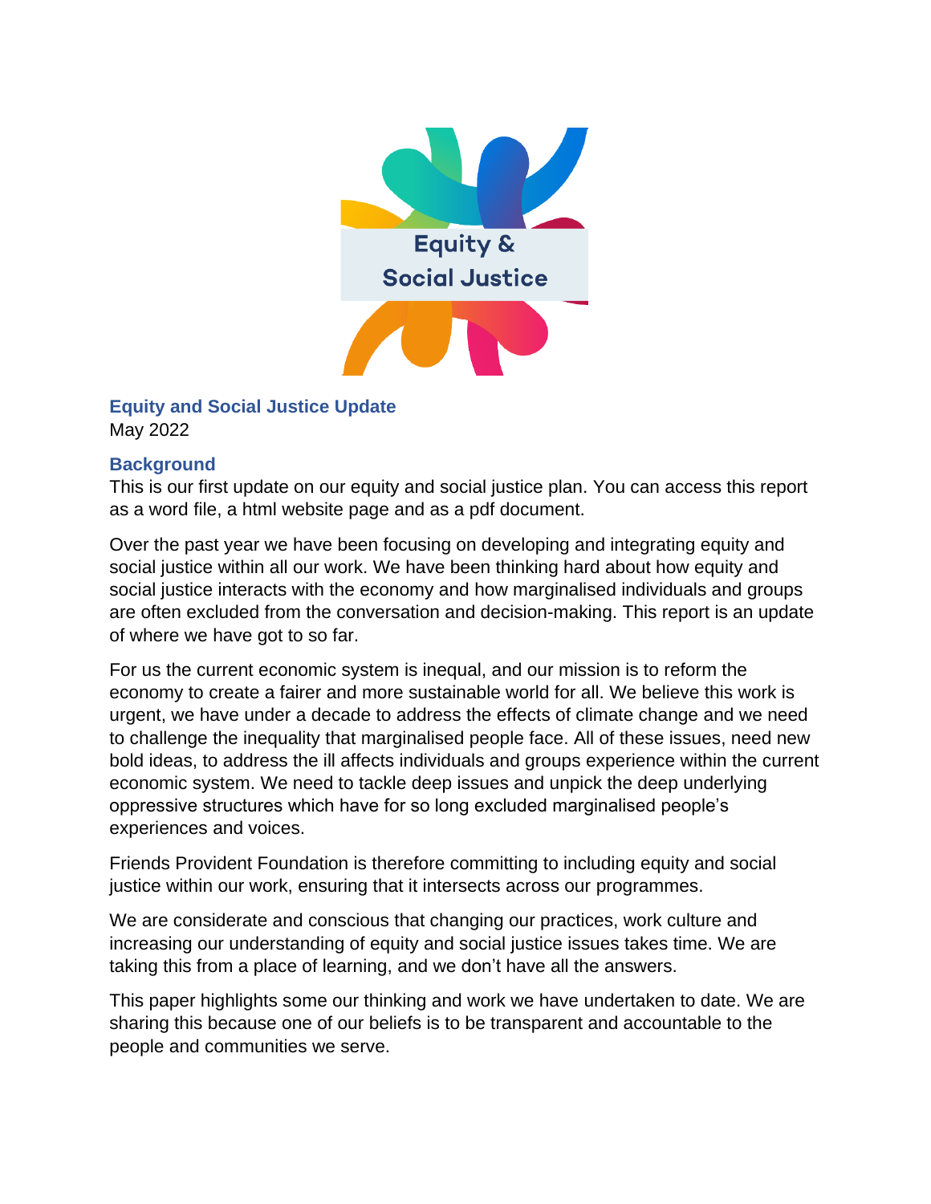Equity & Social Justice

## Equity and Social Justice Update

May 2022

### Background

This is our first update on our equity and social justice plan. You can access this report as a word file, a html website page and as a pdf document.

Over the past year we have been focusing on developing and integrating equity and social justice within all our work. We have been thinking hard about how equity and social justice interacts with the economy and how marginalised individuals and groups are often excluded from the conversation and decision-making. This report is an update of where we have got to so far.

For us the current economic system is inequal, and our mission is to reform the economy to create a fairer and more sustainable world for all. We believe this work is urgent, we have under a decade to address the effects of climate change and we need to challenge the inequality that marginalised people face. All of these issues, need new bold ideas, to address the ill affects individuals and groups experience within the current economic system. We need to tackle deep issues and unpick the deep underlying oppressive structures which have for so long excluded marginalised people's experiences and voices.

Friends Provident Foundation is therefore committing to including equity and social justice within our work, ensuring that it intersects across our programmes.

We are considerate and conscious that changing our practices, work culture and increasing our understanding of equity and social justice issues takes time. We are taking this from a place of learning, and we don't have all the answers.

This paper highlights some our thinking and work we have undertaken to date. We are sharing this because one of our beliefs is to be transparent and accountable to the people and communities we serve.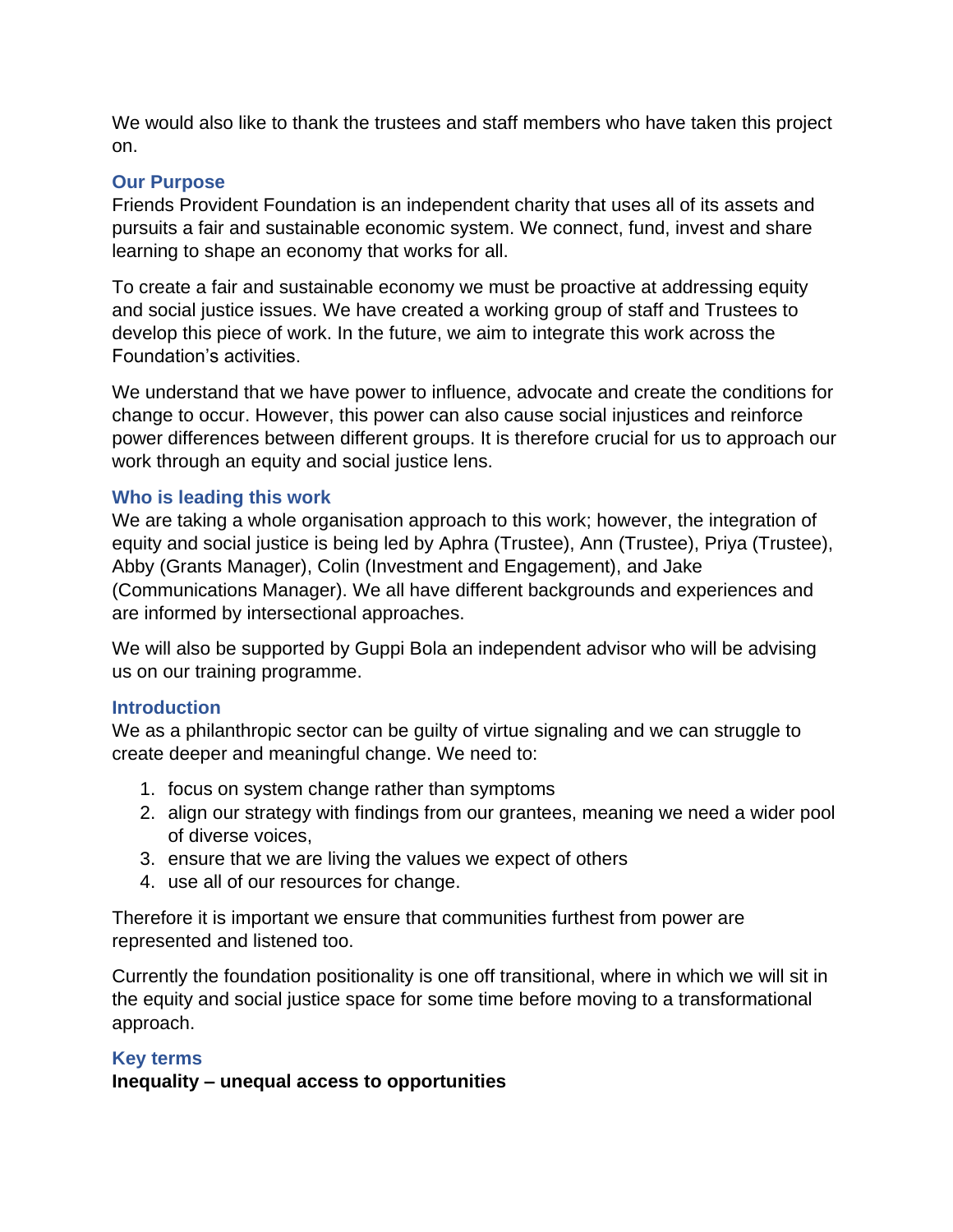We would also like to thank the trustees and staff members who have taken this project on.

## Our Purpose

Friends Provident Foundation is an independent charity that uses all of its assets and pursuits a fair and sustainable economic system. We connect, fund, invest and share learning to shape an economy that works for all.

To create a fair and sustainable economy we must be proactive at addressing equity and social justice issues. We have created a working group of staff and Trustees to develop this piece of work. In the future, we aim to integrate this work across the Foundation's activities.

We understand that we have power to influence, advocate and create the conditions for change to occur. However, this power can also cause social injustices and reinforce power differences between different groups. It is therefore crucial for us to approach our work through an equity and social justice lens.

## Who is leading this work

We are taking a whole organisation approach to this work; however, the integration of equity and social justice is being led by Aphra (Trustee), Ann (Trustee), Priya (Trustee), Abby (Grants Manager), Colin (Investment and Engagement), and Jake (Communications Manager). We all have different backgrounds and experiences and are informed by intersectional approaches.

We will also be supported by Guppi Bola an independent advisor who will be advising us on our training programme.

## Introduction

We as a philanthropic sector can be guilty of virtue signaling and we can struggle to create deeper and meaningful change. We need to:

1. focus on system change rather than symptoms
2. align our strategy with findings from our grantees, meaning we need a wider pool of diverse voices,
3. ensure that we are living the values we expect of others
4. use all of our resources for change.

Therefore it is important we ensure that communities furthest from power are represented and listened too.

Currently the foundation positionality is one off transitional, where in which we will sit in the equity and social justice space for some time before moving to a transformational approach.

## Key terms

**Inequality – unequal access to opportunities**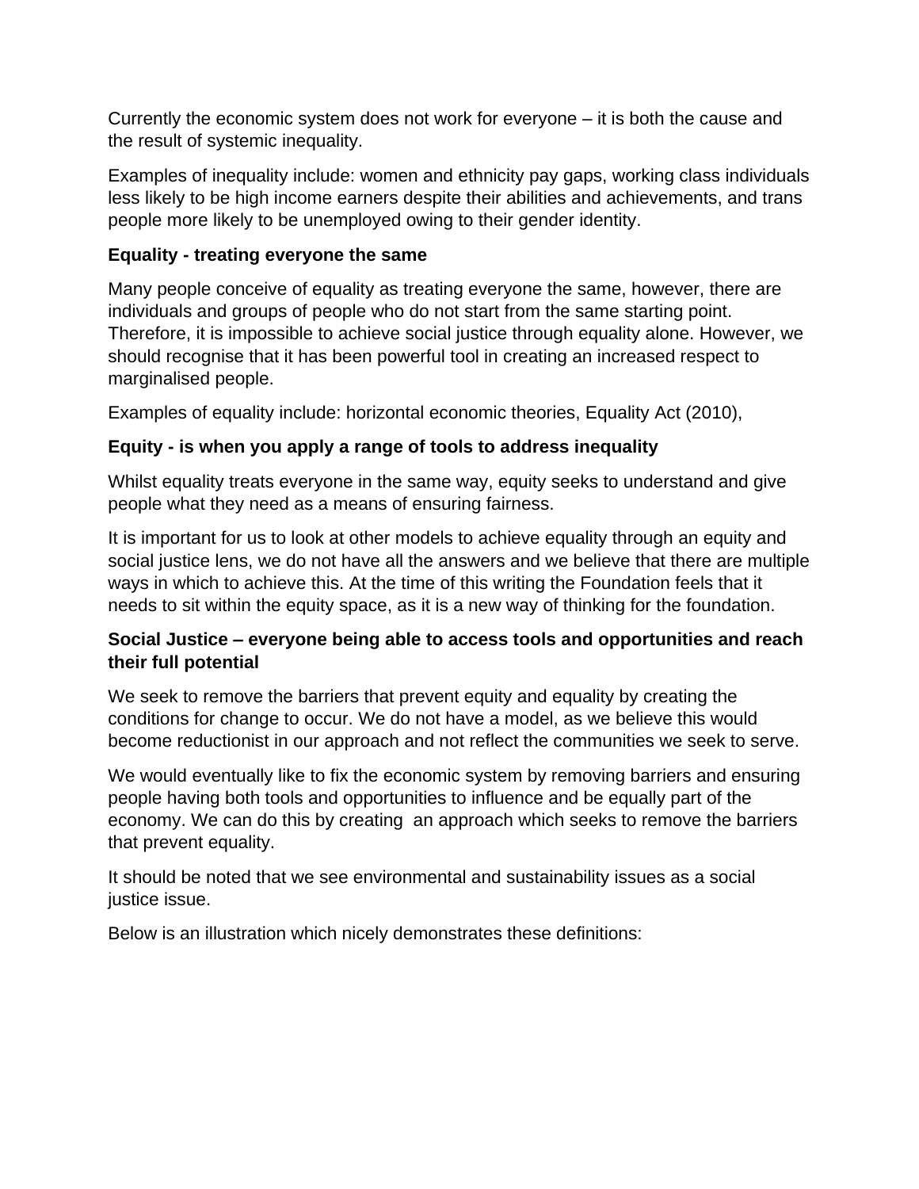Currently the economic system does not work for everyone – it is both the cause and the result of systemic inequality.

Examples of inequality include: women and ethnicity pay gaps, working class individuals less likely to be high income earners despite their abilities and achievements, and trans people more likely to be unemployed owing to their gender identity.

**Equality - treating everyone the same**

Many people conceive of equality as treating everyone the same, however, there are individuals and groups of people who do not start from the same starting point. Therefore, it is impossible to achieve social justice through equality alone. However, we should recognise that it has been powerful tool in creating an increased respect to marginalised people.

Examples of equality include: horizontal economic theories, Equality Act (2010),

**Equity - is when you apply a range of tools to address inequality**

Whilst equality treats everyone in the same way, equity seeks to understand and give people what they need as a means of ensuring fairness.

It is important for us to look at other models to achieve equality through an equity and social justice lens, we do not have all the answers and we believe that there are multiple ways in which to achieve this. At the time of this writing the Foundation feels that it needs to sit within the equity space, as it is a new way of thinking for the foundation.

**Social Justice – everyone being able to access tools and opportunities and reach their full potential**

We seek to remove the barriers that prevent equity and equality by creating the conditions for change to occur. We do not have a model, as we believe this would become reductionist in our approach and not reflect the communities we seek to serve.

We would eventually like to fix the economic system by removing barriers and ensuring people having both tools and opportunities to influence and be equally part of the economy. We can do this by creating an approach which seeks to remove the barriers that prevent equality.

It should be noted that we see environmental and sustainability issues as a social justice issue.

Below is an illustration which nicely demonstrates these definitions: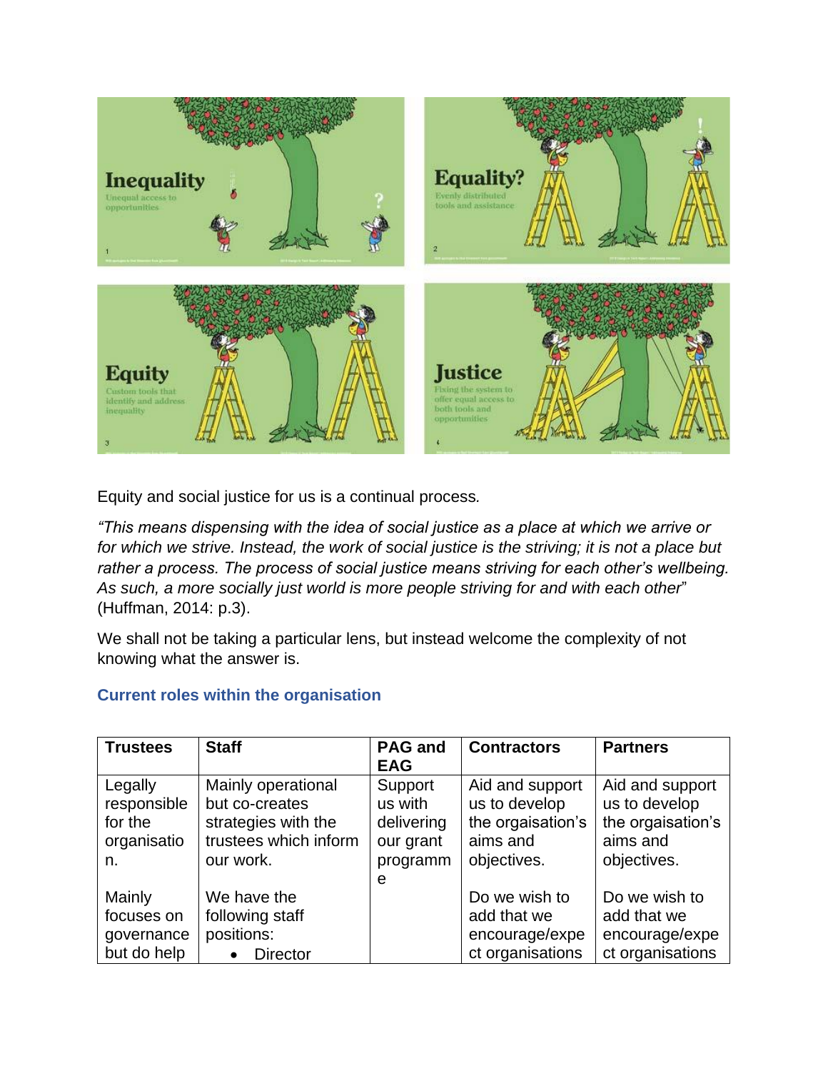Equity and social justice for us is a continual process.

*"This means dispensing with the idea of social justice as a place at which we arrive or for which we strive. Instead, the work of social justice is the striving; it is not a place but rather a process. The process of social justice means striving for each other's wellbeing. As such, a more socially just world is more people striving for and with each other"* (Huffman, 2014: p.3).

We shall not be taking a particular lens, but instead welcome the complexity of not knowing what the answer is.

## Current roles within the organisation

| Trustees | Staff | PAG and EAG | Contractors | Partners |
|---|---|---|---|---|
| Legally responsible for the organisation.<br><br>Mainly focuses on governance but do help | Mainly operational but co-creates strategies with the trustees which inform our work.<br><br>We have the following staff positions:<br>• Director | Support us with delivering our grant programme | Aid and support us to develop the orgaisation's aims and objectives.<br><br>Do we wish to add that we encourage/expect organisations | Aid and support us to develop the orgaisation's aims and objectives.<br><br>Do we wish to add that we encourage/expect organisations |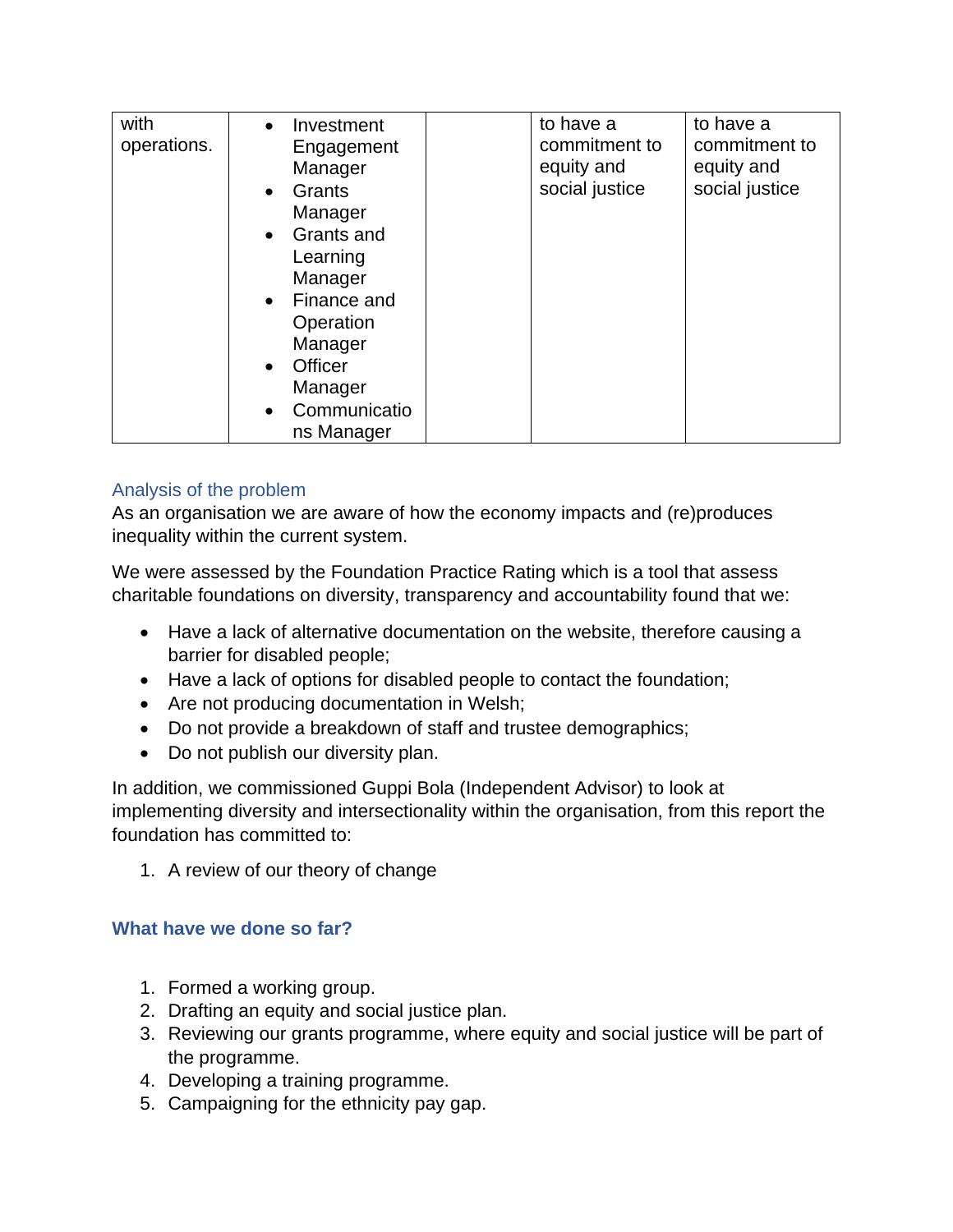| with operations. | • Investment Engagement Manager<br>• Grants Manager<br>• Grants and Learning Manager<br>• Finance and Operation Manager<br>• Officer Manager<br>• Communications Manager | | to have a commitment to equity and social justice | to have a commitment to equity and social justice |
|---|---|---|---|---|

## Analysis of the problem

As an organisation we are aware of how the economy impacts and (re)produces inequality within the current system.

We were assessed by the Foundation Practice Rating which is a tool that assess charitable foundations on diversity, transparency and accountability found that we:

- Have a lack of alternative documentation on the website, therefore causing a barrier for disabled people;
- Have a lack of options for disabled people to contact the foundation;
- Are not producing documentation in Welsh;
- Do not provide a breakdown of staff and trustee demographics;
- Do not publish our diversity plan.

In addition, we commissioned Guppi Bola (Independent Advisor) to look at implementing diversity and intersectionality within the organisation, from this report the foundation has committed to:

1. A review of our theory of change

## What have we done so far?

1. Formed a working group.
2. Drafting an equity and social justice plan.
3. Reviewing our grants programme, where equity and social justice will be part of the programme.
4. Developing a training programme.
5. Campaigning for the ethnicity pay gap.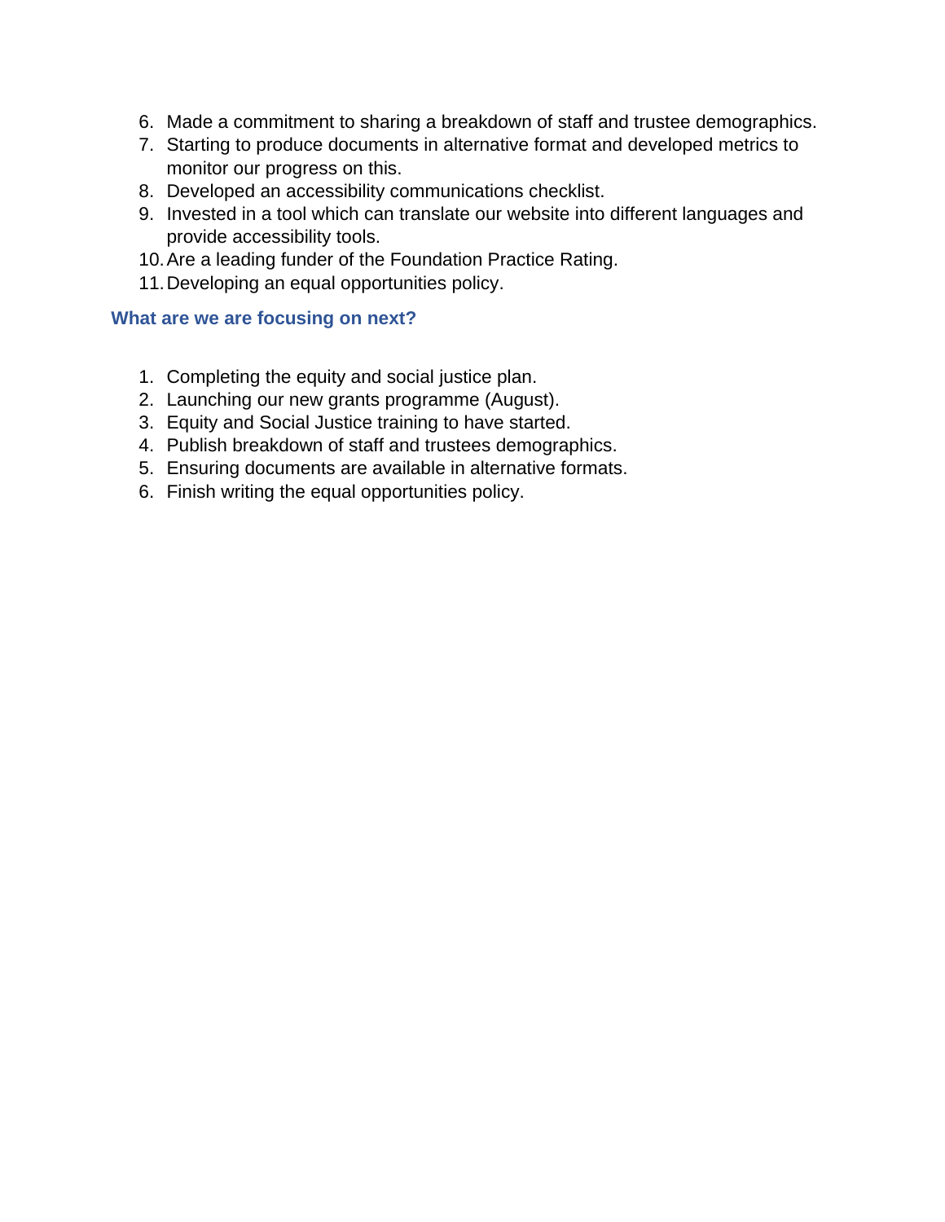6. Made a commitment to sharing a breakdown of staff and trustee demographics.
7. Starting to produce documents in alternative format and developed metrics to monitor our progress on this.
8. Developed an accessibility communications checklist.
9. Invested in a tool which can translate our website into different languages and provide accessibility tools.
10. Are a leading funder of the Foundation Practice Rating.
11. Developing an equal opportunities policy.

### What are we are focusing on next?

1. Completing the equity and social justice plan.
2. Launching our new grants programme (August).
3. Equity and Social Justice training to have started.
4. Publish breakdown of staff and trustees demographics.
5. Ensuring documents are available in alternative formats.
6. Finish writing the equal opportunities policy.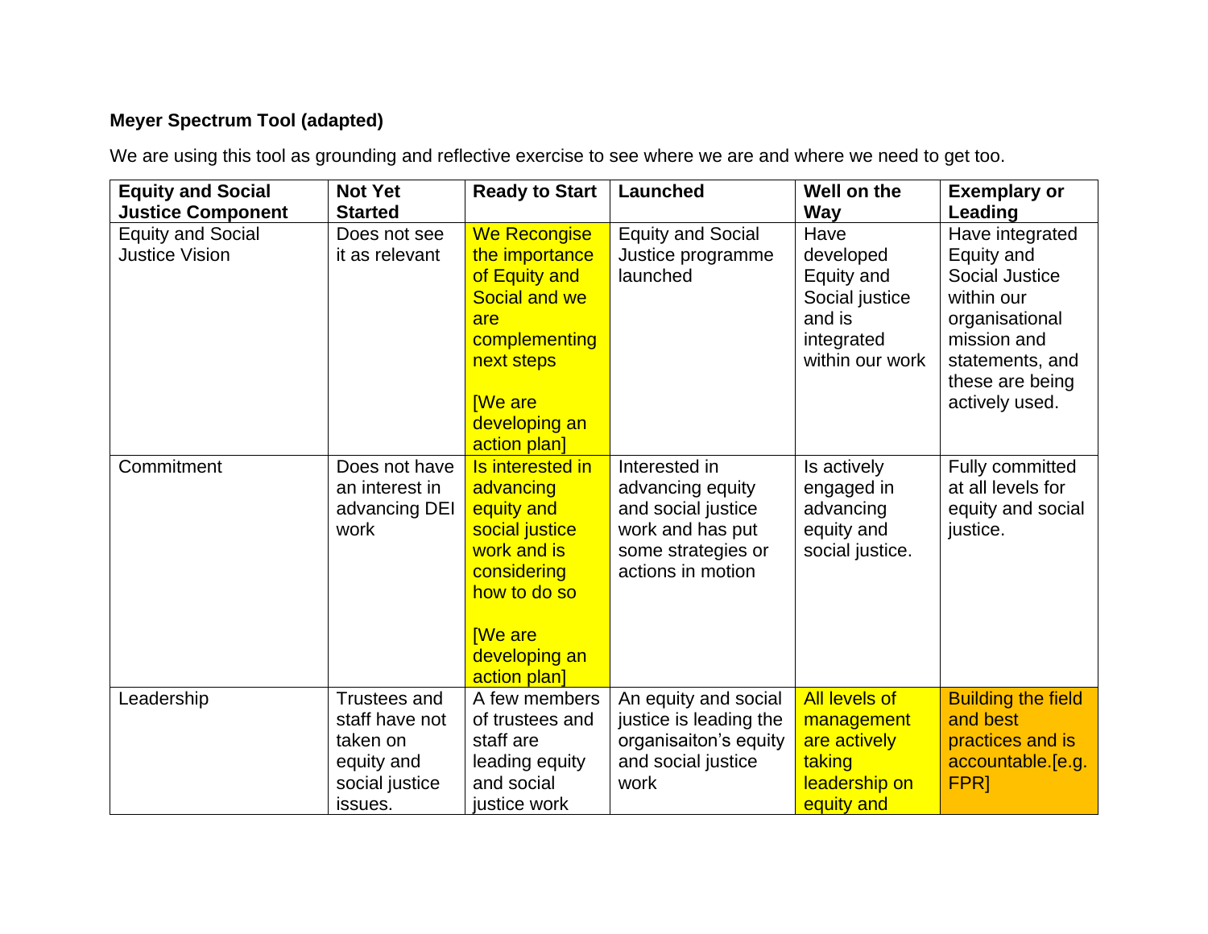**Meyer Spectrum Tool (adapted)**

We are using this tool as grounding and reflective exercise to see where we are and where we need to get too.

| Equity and Social Justice Component | Not Yet Started | Ready to Start | Launched | Well on the Way | Exemplary or Leading |
|---|---|---|---|---|---|
| Equity and Social Justice Vision | Does not see it as relevant | We Recongise the importance of Equity and Social and we are complementing next steps<br><br>[We are developing an action plan] | Equity and Social Justice programme launched | Have developed Equity and Social justice and is integrated within our work | Have integrated Equity and Social Justice within our organisational mission and statements, and these are being actively used. |
| Commitment | Does not have an interest in advancing DEI work | Is interested in advancing equity and social justice work and is considering how to do so<br><br>[We are developing an action plan] | Interested in advancing equity and social justice work and has put some strategies or actions in motion | Is actively engaged in advancing equity and social justice. | Fully committed at all levels for equity and social justice. |
| Leadership | Trustees and staff have not taken on equity and social justice issues. | A few members of trustees and staff are leading equity and social justice work | An equity and social justice is leading the organisaiton's equity and social justice work | All levels of management are actively taking leadership on equity and | Building the field and best practices and is accountable.[e.g. FPR] |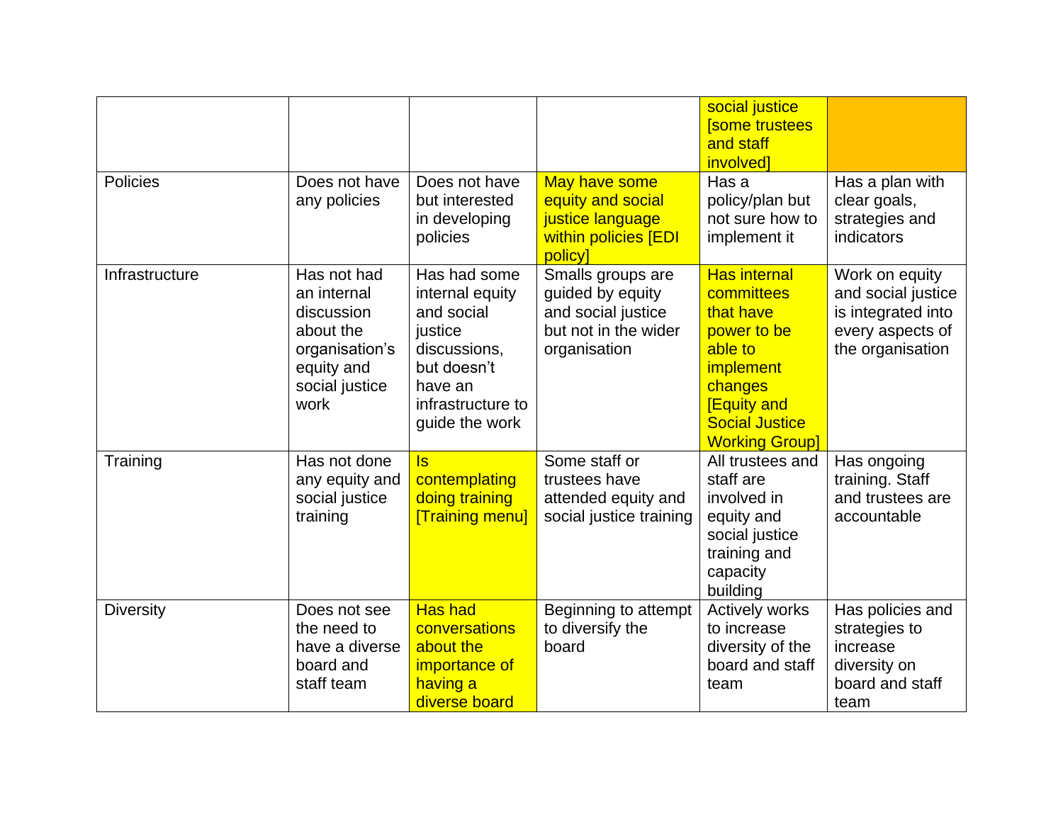| | | | | social justice [some trustees and staff involved] | |
|---|---|---|---|---|---|
| Policies | Does not have any policies | Does not have but interested in developing policies | May have some equity and social justice language within policies [EDI policy] | Has a policy/plan but not sure how to implement it | Has a plan with clear goals, strategies and indicators |
| Infrastructure | Has not had an internal discussion about the organisation's equity and social justice work | Has had some internal equity and social justice discussions, but doesn't have an infrastructure to guide the work | Smalls groups are guided by equity and social justice but not in the wider organisation | Has internal committees that have power to be able to implement changes [Equity and Social Justice Working Group] | Work on equity and social justice is integrated into every aspects of the organisation |
| Training | Has not done any equity and social justice training | Is contemplating doing training [Training menu] | Some staff or trustees have attended equity and social justice training | All trustees and staff are involved in equity and social justice training and capacity building | Has ongoing training. Staff and trustees are accountable |
| Diversity | Does not see the need to have a diverse board and staff team | Has had conversations about the importance of having a diverse board | Beginning to attempt to diversify the board | Actively works to increase diversity of the board and staff team | Has policies and strategies to increase diversity on board and staff team |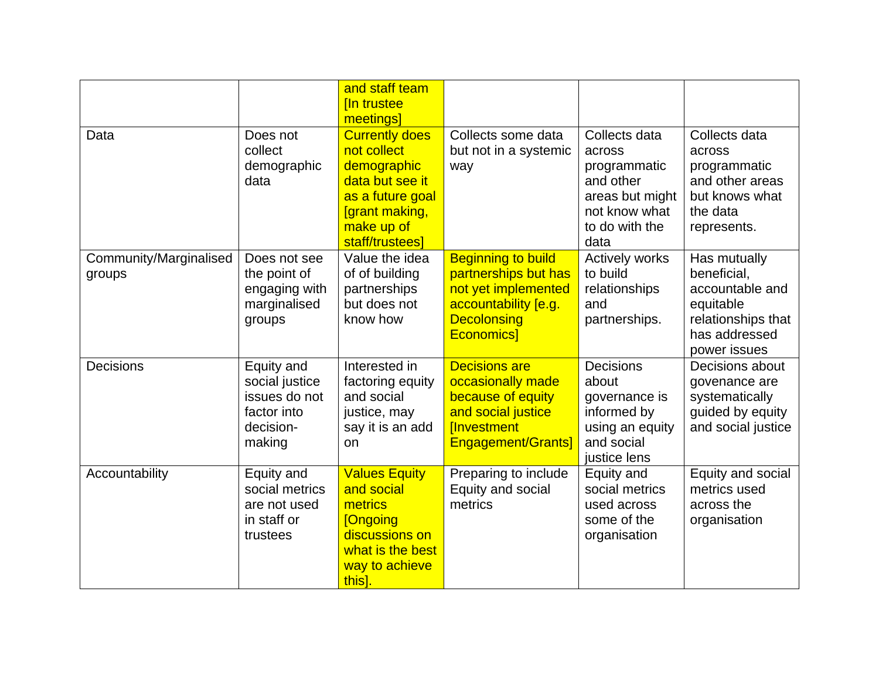| | | | | | |
|---|---|---|---|---|---|
| | | and staff team [In trustee meetings] | | | |
| Data | Does not collect demographic data | Currently does not collect demographic data but see it as a future goal [grant making, make up of staff/trustees] | Collects some data but not in a systemic way | Collects data across programmatic and other areas but might not know what to do with the data | Collects data across programmatic and other areas but knows what the data represents. |
| Community/Marginalised groups | Does not see the point of engaging with marginalised groups | Value the idea of of building partnerships but does not know how | Beginning to build partnerships but has not yet implemented accountability [e.g. Decolonsing Economics] | Actively works to build relationships and partnerships. | Has mutually beneficial, accountable and equitable relationships that has addressed power issues |
| Decisions | Equity and social justice issues do not factor into decision-making | Interested in factoring equity and social justice, may say it is an add on | Decisions are occasionally made because of equity and social justice [Investment Engagement/Grants] | Decisions about governance is informed by using an equity and social justice lens | Decisions about govenance are systematically guided by equity and social justice |
| Accountability | Equity and social metrics are not used in staff or trustees | Values Equity and social metrics [Ongoing discussions on what is the best way to achieve this]. | Preparing to include Equity and social metrics | Equity and social metrics used across some of the organisation | Equity and social metrics used across the organisation |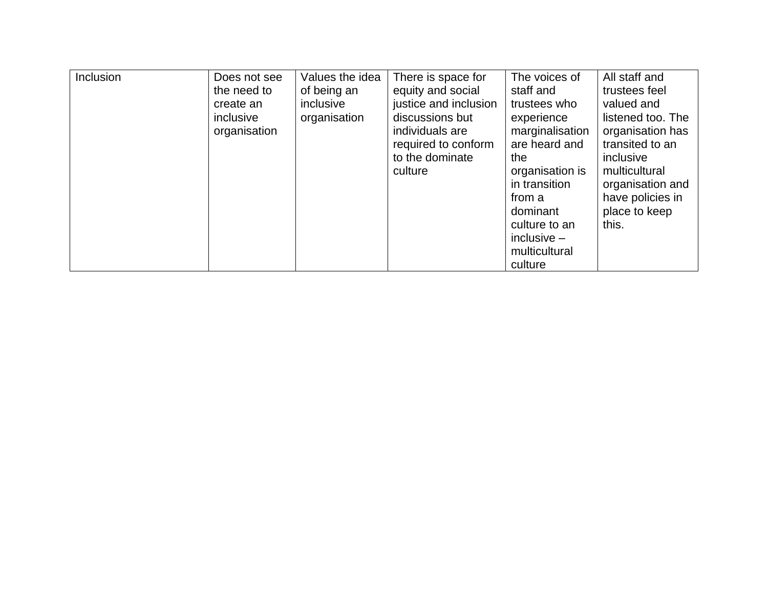| | | | | | |
|---|---|---|---|---|---|
| Inclusion | Does not see the need to create an inclusive organisation | Values the idea of being an inclusive organisation | There is space for equity and social justice and inclusion discussions but individuals are required to conform to the dominate culture | The voices of staff and trustees who experience marginalisation are heard and the organisation is in transition from a dominant culture to an inclusive – multicultural culture | All staff and trustees feel valued and listened too. The organisation has transited to an inclusive multicultural organisation and have policies in place to keep this. |